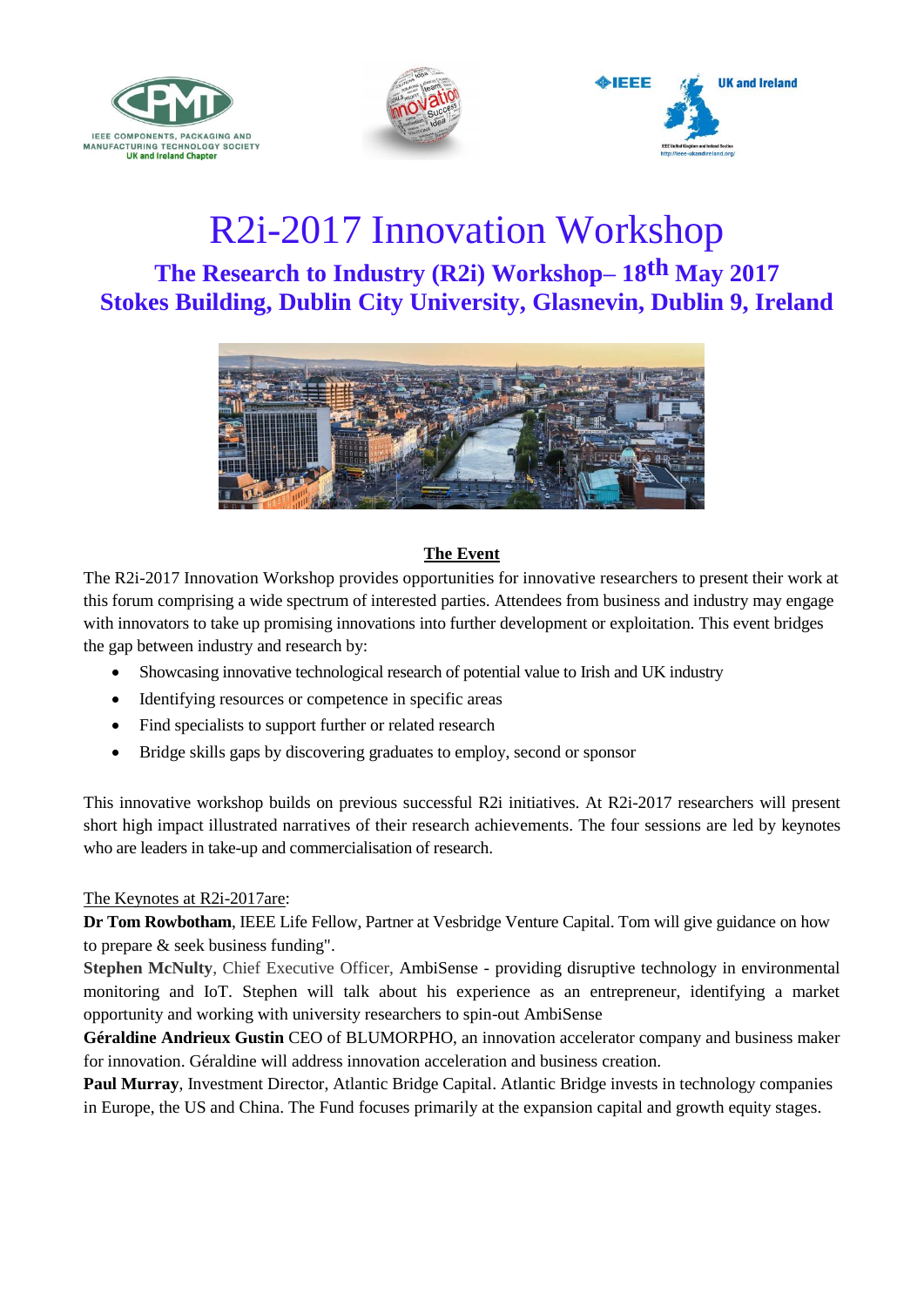# R2i-2017 Innovation Workshop

## The Research to Industry (R2i) Workshop– 18th May 2017

## Stokes Building, Dublin City University, Glasnevin, Dublin 9, Ireland

**The Event**

The R2i-2017 Innovation Workshop provides opportunities for innovative researchers to present their work at this forum comprising a wide spectrum of interested parties. Attendees from business and industry may engage with innovators to take up promising innovations into further development or exploitation. This event bridges the gap between industry and research by:

- Showcasing innovative technological research of potential value to Irish and UK industry
- Identifying resources or competence in specific areas
- Find specialists to support further or related research
- Bridge skills gaps by discovering graduates to employ, second or sponsor

This innovative workshop builds on previous successful R2i initiatives. At R2i-2017 researchers will present short high impact illustrated narratives of their research achievements. The four sessions are led by keynotes who are leaders in take-up and commercialisation of research.

The Keynotes at R2i-2017are:

**Dr Tom Rowbotham**, IEEE Life Fellow, Partner at Vesbridge Venture Capital. Tom will give guidance on how to prepare & seek business funding".

**Stephen McNulty**, Chief Executive Officer, AmbiSense - providing disruptive technology in environmental monitoring and IoT. Stephen will talk about his experience as an entrepreneur, identifying a market opportunity and working with university researchers to spin-out AmbiSense

**Géraldine Andrieux Gustin** CEO of BLUMORPHO, an innovation accelerator company and business maker for innovation. Géraldine will address innovation acceleration and business creation.

**Paul Murray**, Investment Director, Atlantic Bridge Capital. Atlantic Bridge invests in technology companies in Europe, the US and China. The Fund focuses primarily at the expansion capital and growth equity stages.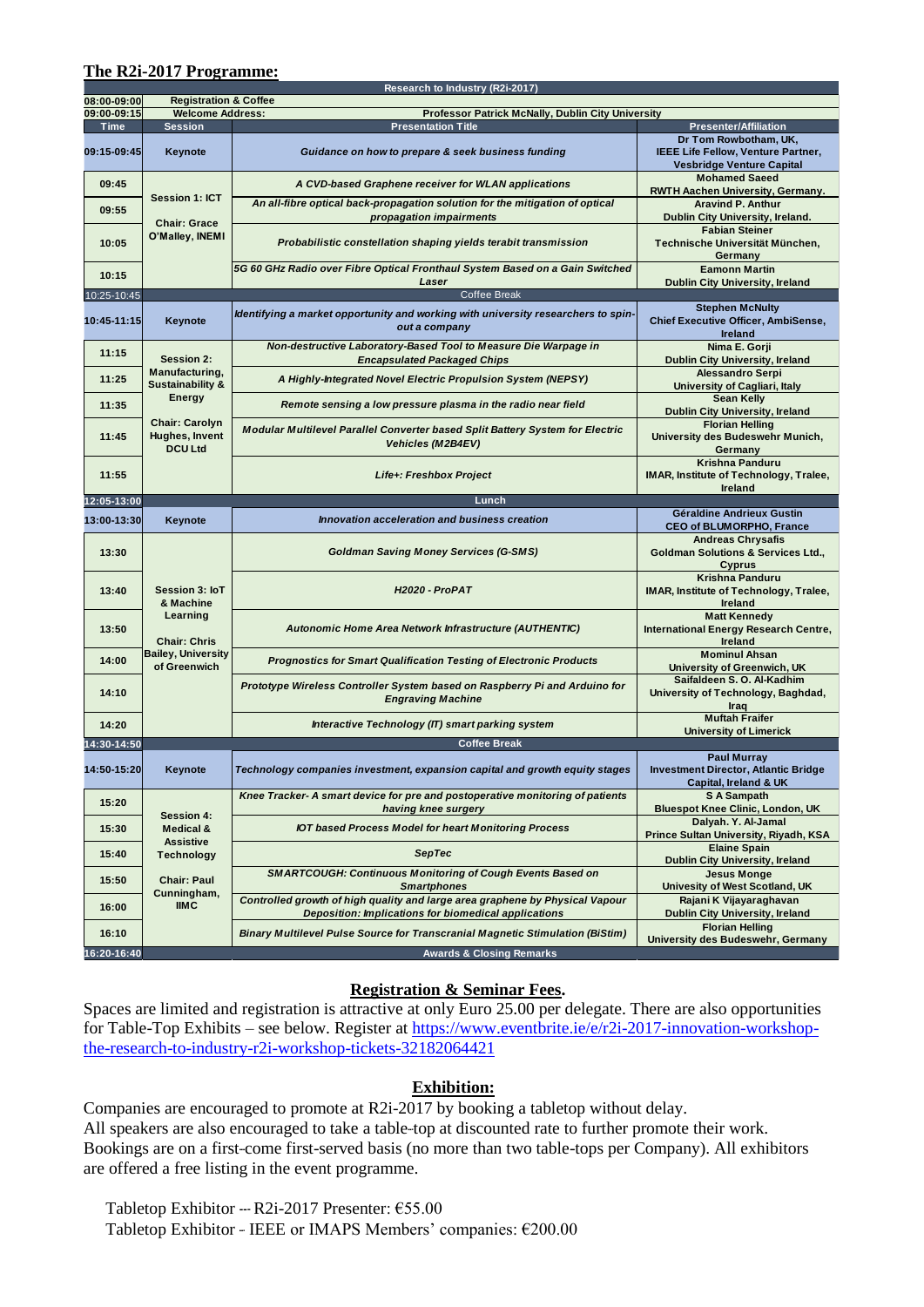## The R2i-2017 Programme:

| Time | Session | Presentation Title | Presenter/Affiliation |
|---|---|---|---|
| | | **Research to Industry (R2i-2017)** | |
| 08:00-09:00 | Registration & Coffee | | |
| 09:00-09:15 | Welcome Address: | Professor Patrick McNally, Dublin City University | |
| **Time** | **Session** | **Presentation Title** | **Presenter/Affiliation** |
| 09:15-09:45 | Keynote | *Guidance on how to prepare & seek business funding* | Dr Tom Rowbotham, UK, IEEE Life Fellow, Venture Partner, Vesbridge Venture Capital |
| 09:45 | Session 1: ICT<br><br>Chair: Grace O'Malley, INEMI | *A CVD-based Graphene receiver for WLAN applications* | Mohamed Saeed<br>RWTH Aachen University, Germany. |
| 09:55 | | *An all-fibre optical back-propagation solution for the mitigation of optical propagation impairments* | Aravind P. Anthur<br>Dublin City University, Ireland. |
| 10:05 | | *Probabilistic constellation shaping yields terabit transmission* | Fabian Steiner<br>Technische Universität München, Germany |
| 10:15 | | *5G 60 GHz Radio over Fibre Optical Fronthaul System Based on a Gain Switched Laser* | Eamonn Martin<br>Dublin City University, Ireland |
| 10:25-10:45 | | Coffee Break | |
| 10:45-11:15 | Keynote | *Identifying a market opportunity and working with university researchers to spin-out a company* | Stephen McNulty<br>Chief Executive Officer, AmbiSense, Ireland |
| 11:15 | Session 2: Manufacturing, Sustainability & Energy<br><br>Chair: Carolyn Hughes, Invent DCU Ltd | *Non-destructive Laboratory-Based Tool to Measure Die Warpage in Encapsulated Packaged Chips* | Nima E. Gorji<br>Dublin City University, Ireland |
| 11:25 | | *A Highly-Integrated Novel Electric Propulsion System (NEPSY)* | Alessandro Serpi<br>University of Cagliari, Italy |
| 11:35 | | *Remote sensing a low pressure plasma in the radio near field* | Sean Kelly<br>Dublin City University, Ireland |
| 11:45 | | *Modular Multilevel Parallel Converter based Split Battery System for Electric Vehicles (M2B4EV)* | Florian Helling<br>University des Budeswehr Munich, Germany |
| 11:55 | | *Life+: Freshbox Project* | Krishna Panduru<br>IMAR, Institute of Technology, Tralee, Ireland |
| 12:05-13:00 | | Lunch | |
| 13:00-13:30 | Keynote | *Innovation acceleration and business creation* | Géraldine Andrieux Gustin<br>CEO of BLUMORPHO, France |
| 13:30 | Session 3: IoT & Machine Learning<br><br>Chair: Chris Bailey, University of Greenwich | *Goldman Saving Money Services (G-SMS)* | Andreas Chrysafis<br>Goldman Solutions & Services Ltd., Cyprus |
| 13:40 | | *H2020 - ProPAT* | Krishna Panduru<br>IMAR, Institute of Technology, Tralee, Ireland |
| 13:50 | | *Autonomic Home Area Network Infrastructure (AUTHENTIC)* | Matt Kennedy<br>International Energy Research Centre, Ireland |
| 14:00 | | *Prognostics for Smart Qualification Testing of Electronic Products* | Mominul Ahsan<br>University of Greenwich, UK |
| 14:10 | | *Prototype Wireless Controller System based on Raspberry Pi and Arduino for Engraving Machine* | Saifaldeen S. O. Al-Kadhim<br>University of Technology, Baghdad, Iraq |
| 14:20 | | *Interactive Technology (IT) smart parking system* | Muftah Fraifer<br>University of Limerick |
| 14:30-14:50 | | Coffee Break | |
| 14:50-15:20 | Keynote | *Technology companies investment, expansion capital and growth equity stages* | Paul Murray<br>Investment Director, Atlantic Bridge Capital, Ireland & UK |
| 15:20 | Session 4: Medical & Assistive Technology<br><br>Chair: Paul Cunningham, IIMC | *Knee Tracker- A smart device for pre and postoperative monitoring of patients having knee surgery* | S A Sampath<br>Bluespot Knee Clinic, London, UK |
| 15:30 | | *IOT based Process Model for heart Monitoring Process* | Dalyah. Y. Al-Jamal<br>Prince Sultan University, Riyadh, KSA |
| 15:40 | | *SepTec* | Elaine Spain<br>Dublin City University, Ireland |
| 15:50 | | *SMARTCOUGH: Continuous Monitoring of Cough Events Based on Smartphones* | Jesus Monge<br>Univesity of West Scotland, UK |
| 16:00 | | *Controlled growth of high quality and large area graphene by Physical Vapour Deposition: Implications for biomedical applications* | Rajani K Vijayaraghavan<br>Dublin City University, Ireland |
| 16:10 | | *Binary Multilevel Pulse Source for Transcranial Magnetic Stimulation (BiStim)* | Florian Helling<br>University des Budeswehr, Germany |
| 16:20-16:40 | | Awards & Closing Remarks | |

## Registration & Seminar Fees.

Spaces are limited and registration is attractive at only Euro 25.00 per delegate. There are also opportunities for Table-Top Exhibits – see below. Register at https://www.eventbrite.ie/e/r2i-2017-innovation-workshop-the-research-to-industry-r2i-workshop-tickets-32182064421

## Exhibition:

Companies are encouraged to promote at R2i-2017 by booking a tabletop without delay.
All speakers are also encouraged to take a table-top at discounted rate to further promote their work.
Bookings are on a first-come first-served basis (no more than two table-tops per Company). All exhibitors are offered a free listing in the event programme.

Tabletop Exhibitor --- R2i-2017 Presenter: €55.00
Tabletop Exhibitor – IEEE or IMAPS Members' companies: €200.00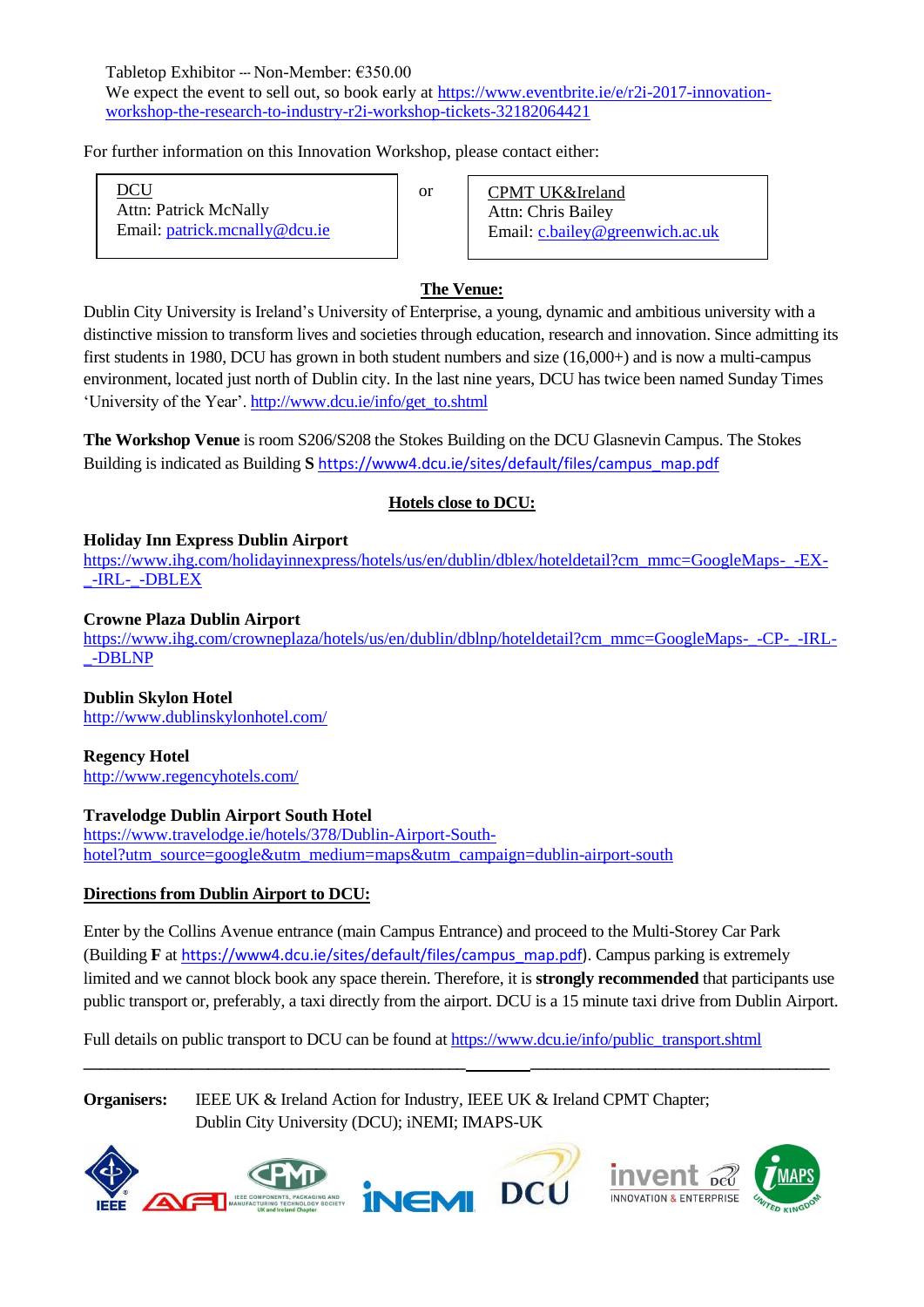Tabletop Exhibitor -- Non-Member: €350.00
We expect the event to sell out, so book early at https://www.eventbrite.ie/e/r2i-2017-innovation-workshop-the-research-to-industry-r2i-workshop-tickets-32182064421

For further information on this Innovation Workshop, please contact either:

| | | |
|---|---|---|
| DCU<br>Attn: Patrick McNally<br>Email: patrick.mcnally@dcu.ie | or | CPMT UK&Ireland<br>Attn: Chris Bailey<br>Email: c.bailey@greenwich.ac.uk |

## The Venue:

Dublin City University is Ireland's University of Enterprise, a young, dynamic and ambitious university with a distinctive mission to transform lives and societies through education, research and innovation. Since admitting its first students in 1980, DCU has grown in both student numbers and size (16,000+) and is now a multi-campus environment, located just north of Dublin city. In the last nine years, DCU has twice been named Sunday Times 'University of the Year'. http://www.dcu.ie/info/get_to.shtml

**The Workshop Venue** is room S206/S208 the Stokes Building on the DCU Glasnevin Campus. The Stokes Building is indicated as Building **S** https://www4.dcu.ie/sites/default/files/campus_map.pdf

## Hotels close to DCU:

**Holiday Inn Express Dublin Airport**
https://www.ihg.com/holidayinnexpress/hotels/us/en/dublin/dblex/hoteldetail?cm_mmc=GoogleMaps-_-EX-_-IRL-_-DBLEX

**Crowne Plaza Dublin Airport**
https://www.ihg.com/crowneplaza/hotels/us/en/dublin/dblnp/hoteldetail?cm_mmc=GoogleMaps-_-CP-_-IRL-_-DBLNP

**Dublin Skylon Hotel**
http://www.dublinskylonhotel.com/

**Regency Hotel**
http://www.regencyhotels.com/

**Travelodge Dublin Airport South Hotel**
https://www.travelodge.ie/hotels/378/Dublin-Airport-South-hotel?utm_source=google&utm_medium=maps&utm_campaign=dublin-airport-south

## Directions from Dublin Airport to DCU:

Enter by the Collins Avenue entrance (main Campus Entrance) and proceed to the Multi-Storey Car Park (Building **F** at https://www4.dcu.ie/sites/default/files/campus_map.pdf). Campus parking is extremely limited and we cannot block book any space therein. Therefore, it is **strongly recommended** that participants use public transport or, preferably, a taxi directly from the airport. DCU is a 15 minute taxi drive from Dublin Airport.

Full details on public transport to DCU can be found at https://www.dcu.ie/info/public_transport.shtml

---

**Organisers:** IEEE UK & Ireland Action for Industry, IEEE UK & Ireland CPMT Chapter; Dublin City University (DCU); iNEMI; IMAPS-UK